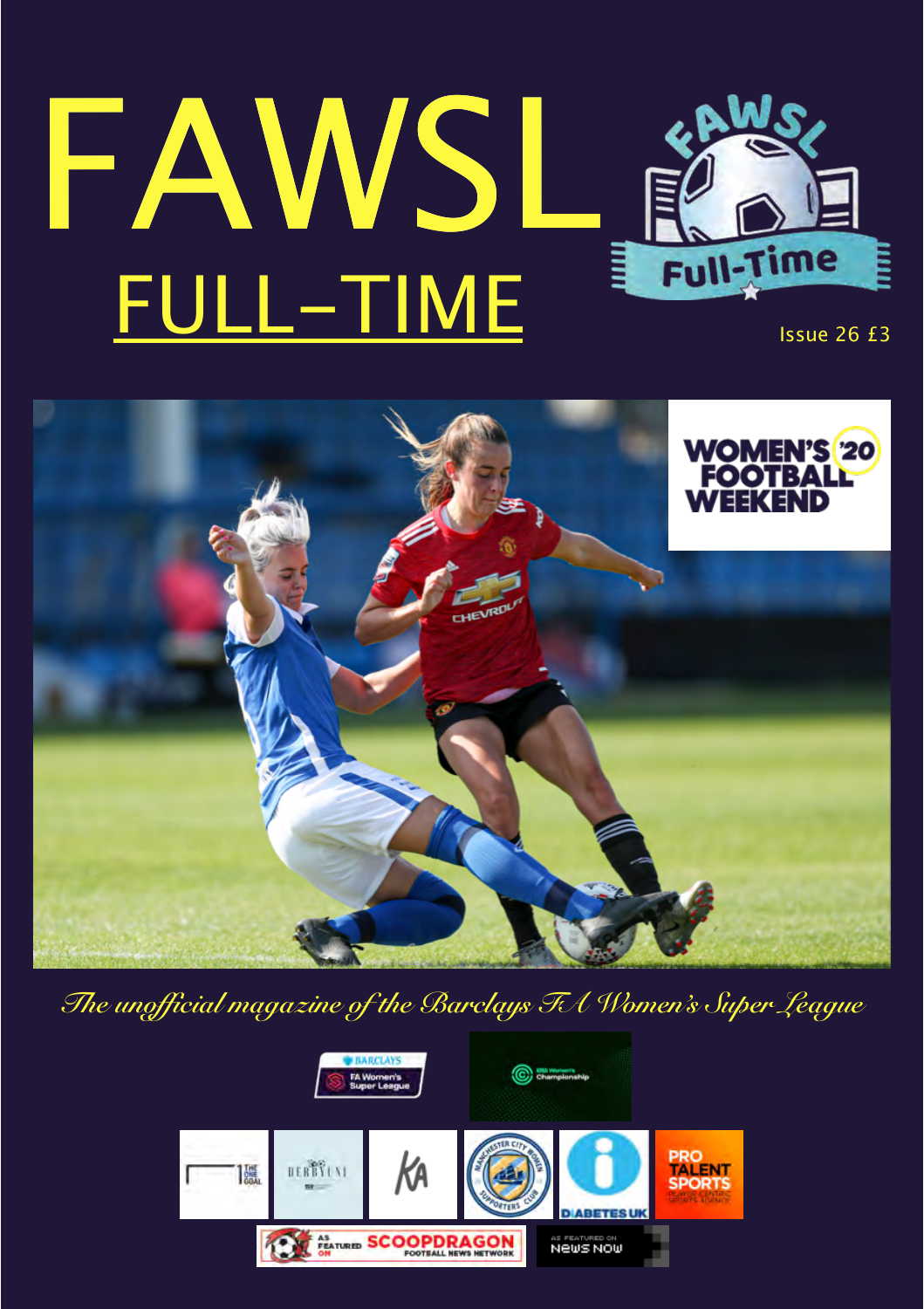# FAWSL

## FULL-TIME

Issue 26 £3

WOMEN'S '20 FOOTBALL WEEKEND

*The unofficial magazine of the Barclays FA Women's Super League*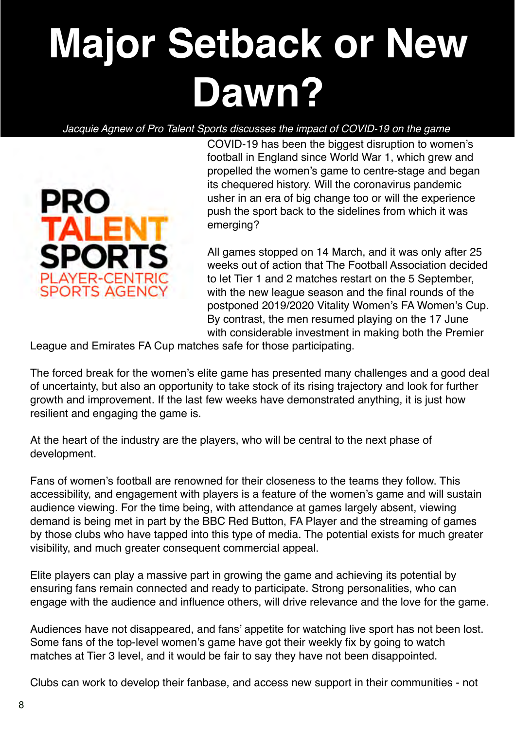# Major Setback or New Dawn?

*Jacquie Agnew of Pro Talent Sports discusses the impact of COVID-19 on the game*

COVID-19 has been the biggest disruption to women's football in England since World War 1, which grew and propelled the women's game to centre-stage and began its chequered history. Will the coronavirus pandemic usher in an era of big change too or will the experience push the sport back to the sidelines from which it was emerging?

All games stopped on 14 March, and it was only after 25 weeks out of action that The Football Association decided to let Tier 1 and 2 matches restart on the 5 September, with the new league season and the final rounds of the postponed 2019/2020 Vitality Women's FA Women's Cup. By contrast, the men resumed playing on the 17 June with considerable investment in making both the Premier League and Emirates FA Cup matches safe for those participating.

The forced break for the women's elite game has presented many challenges and a good deal of uncertainty, but also an opportunity to take stock of its rising trajectory and look for further growth and improvement. If the last few weeks have demonstrated anything, it is just how resilient and engaging the game is.

At the heart of the industry are the players, who will be central to the next phase of development.

Fans of women's football are renowned for their closeness to the teams they follow. This accessibility, and engagement with players is a feature of the women's game and will sustain audience viewing. For the time being, with attendance at games largely absent, viewing demand is being met in part by the BBC Red Button, FA Player and the streaming of games by those clubs who have tapped into this type of media. The potential exists for much greater visibility, and much greater consequent commercial appeal.

Elite players can play a massive part in growing the game and achieving its potential by ensuring fans remain connected and ready to participate. Strong personalities, who can engage with the audience and influence others, will drive relevance and the love for the game.

Audiences have not disappeared, and fans' appetite for watching live sport has not been lost. Some fans of the top-level women's game have got their weekly fix by going to watch matches at Tier 3 level, and it would be fair to say they have not been disappointed.

Clubs can work to develop their fanbase, and access new support in their communities - not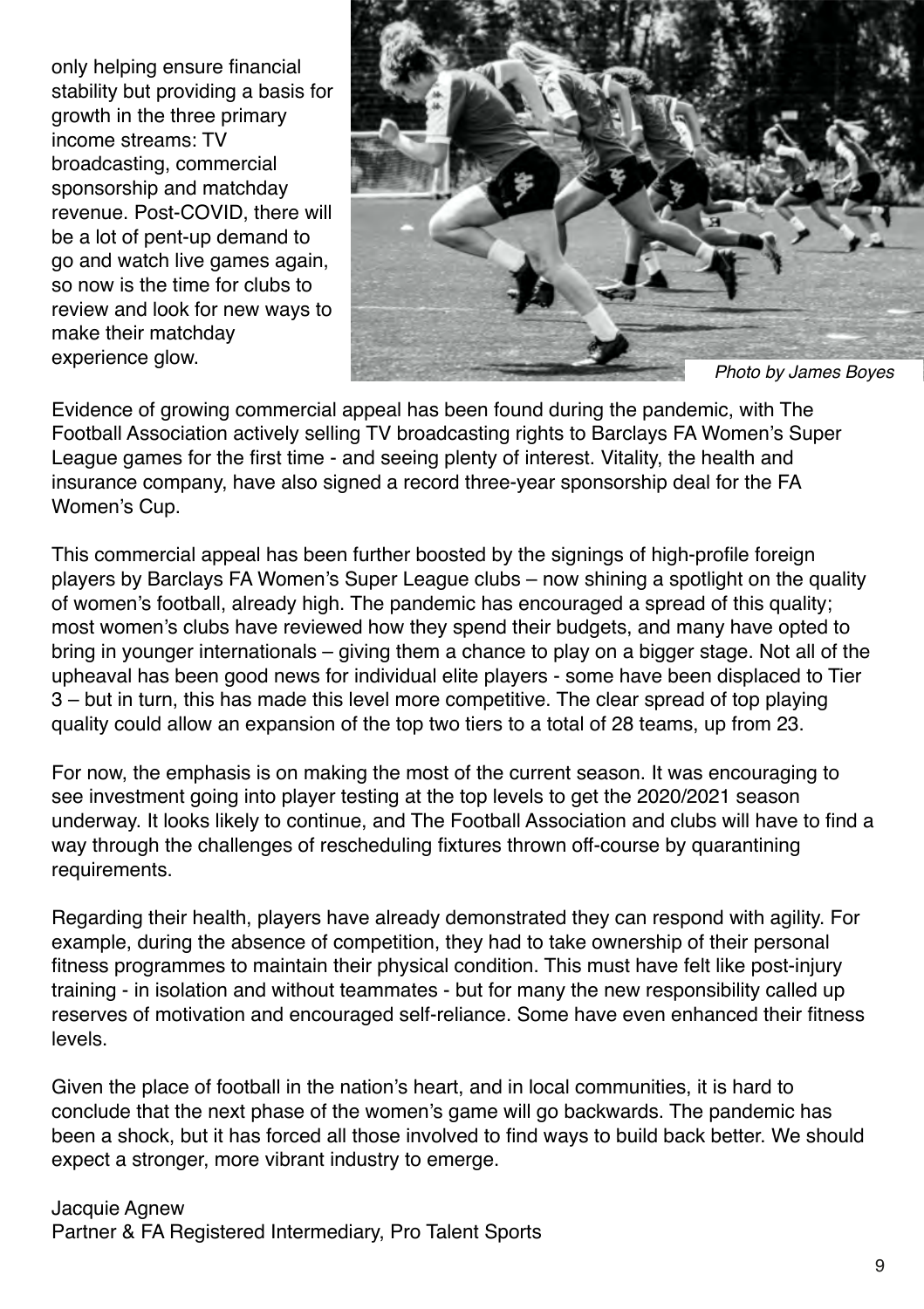only helping ensure financial stability but providing a basis for growth in the three primary income streams: TV broadcasting, commercial sponsorship and matchday revenue. Post-COVID, there will be a lot of pent-up demand to go and watch live games again, so now is the time for clubs to review and look for new ways to make their matchday experience glow.

*Photo by James Boyes*

Evidence of growing commercial appeal has been found during the pandemic, with The Football Association actively selling TV broadcasting rights to Barclays FA Women's Super League games for the first time - and seeing plenty of interest. Vitality, the health and insurance company, have also signed a record three-year sponsorship deal for the FA Women's Cup.

This commercial appeal has been further boosted by the signings of high-profile foreign players by Barclays FA Women's Super League clubs – now shining a spotlight on the quality of women's football, already high. The pandemic has encouraged a spread of this quality; most women's clubs have reviewed how they spend their budgets, and many have opted to bring in younger internationals – giving them a chance to play on a bigger stage. Not all of the upheaval has been good news for individual elite players - some have been displaced to Tier 3 – but in turn, this has made this level more competitive. The clear spread of top playing quality could allow an expansion of the top two tiers to a total of 28 teams, up from 23.

For now, the emphasis is on making the most of the current season. It was encouraging to see investment going into player testing at the top levels to get the 2020/2021 season underway. It looks likely to continue, and The Football Association and clubs will have to find a way through the challenges of rescheduling fixtures thrown off-course by quarantining requirements.

Regarding their health, players have already demonstrated they can respond with agility. For example, during the absence of competition, they had to take ownership of their personal fitness programmes to maintain their physical condition. This must have felt like post-injury training - in isolation and without teammates - but for many the new responsibility called up reserves of motivation and encouraged self-reliance. Some have even enhanced their fitness levels.

Given the place of football in the nation's heart, and in local communities, it is hard to conclude that the next phase of the women's game will go backwards. The pandemic has been a shock, but it has forced all those involved to find ways to build back better. We should expect a stronger, more vibrant industry to emerge.

Jacquie Agnew
Partner & FA Registered Intermediary, Pro Talent Sports